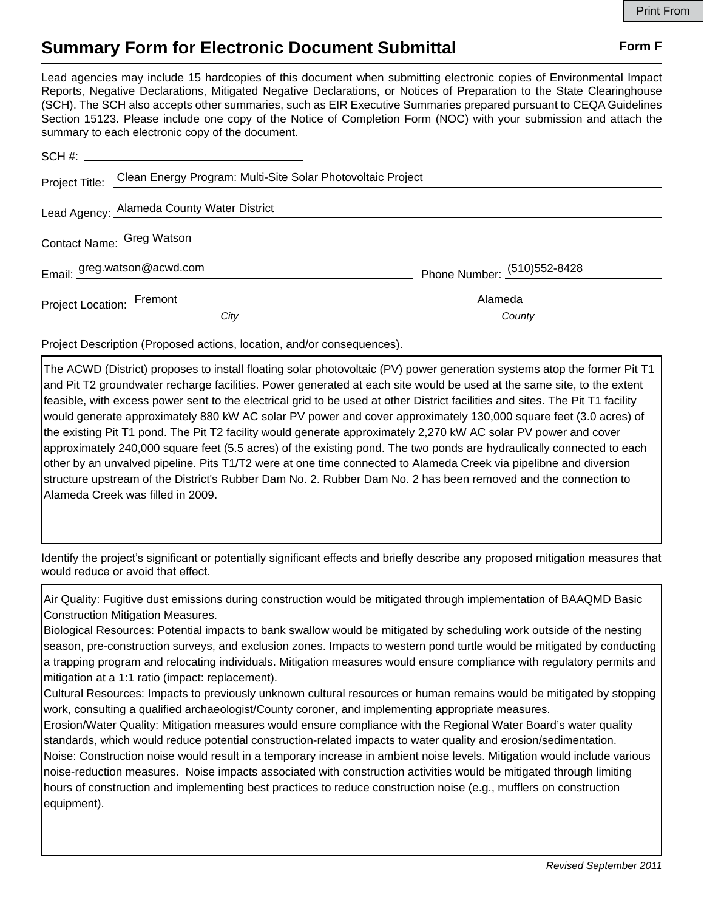Print From

# Summary Form for Electronic Document Submittal

**Form F**

Lead agencies may include 15 hardcopies of this document when submitting electronic copies of Environmental Impact Reports, Negative Declarations, Mitigated Negative Declarations, or Notices of Preparation to the State Clearinghouse (SCH). The SCH also accepts other summaries, such as EIR Executive Summaries prepared pursuant to CEQA Guidelines Section 15123. Please include one copy of the Notice of Completion Form (NOC) with your submission and attach the summary to each electronic copy of the document.

SCH #: 

Project Title: Clean Energy Program: Multi-Site Solar Photovoltaic Project

Lead Agency: Alameda County Water District

Contact Name: Greg Watson

Email: greg.watson@acwd.com

Phone Number: (510)552-8428

Project Location: Fremont (*City*), Alameda (*County*)

Project Description (Proposed actions, location, and/or consequences).

The ACWD (District) proposes to install floating solar photovoltaic (PV) power generation systems atop the former Pit T1 and Pit T2 groundwater recharge facilities. Power generated at each site would be used at the same site, to the extent feasible, with excess power sent to the electrical grid to be used at other District facilities and sites. The Pit T1 facility would generate approximately 880 kW AC solar PV power and cover approximately 130,000 square feet (3.0 acres) of the existing Pit T1 pond. The Pit T2 facility would generate approximately 2,270 kW AC solar PV power and cover approximately 240,000 square feet (5.5 acres) of the existing pond. The two ponds are hydraulically connected to each other by an unvalved pipeline. Pits T1/T2 were at one time connected to Alameda Creek via pipelibne and diversion structure upstream of the District's Rubber Dam No. 2. Rubber Dam No. 2 has been removed and the connection to Alameda Creek was filled in 2009.

Identify the project's significant or potentially significant effects and briefly describe any proposed mitigation measures that would reduce or avoid that effect.

Air Quality: Fugitive dust emissions during construction would be mitigated through implementation of BAAQMD Basic Construction Mitigation Measures.
Biological Resources: Potential impacts to bank swallow would be mitigated by scheduling work outside of the nesting season, pre-construction surveys, and exclusion zones. Impacts to western pond turtle would be mitigated by conducting a trapping program and relocating individuals. Mitigation measures would ensure compliance with regulatory permits and mitigation at a 1:1 ratio (impact: replacement).
Cultural Resources: Impacts to previously unknown cultural resources or human remains would be mitigated by stopping work, consulting a qualified archaeologist/County coroner, and implementing appropriate measures.
Erosion/Water Quality: Mitigation measures would ensure compliance with the Regional Water Board's water quality standards, which would reduce potential construction-related impacts to water quality and erosion/sedimentation.
Noise: Construction noise would result in a temporary increase in ambient noise levels. Mitigation would include various noise-reduction measures. Noise impacts associated with construction activities would be mitigated through limiting hours of construction and implementing best practices to reduce construction noise (e.g., mufflers on construction equipment).

*Revised September 2011*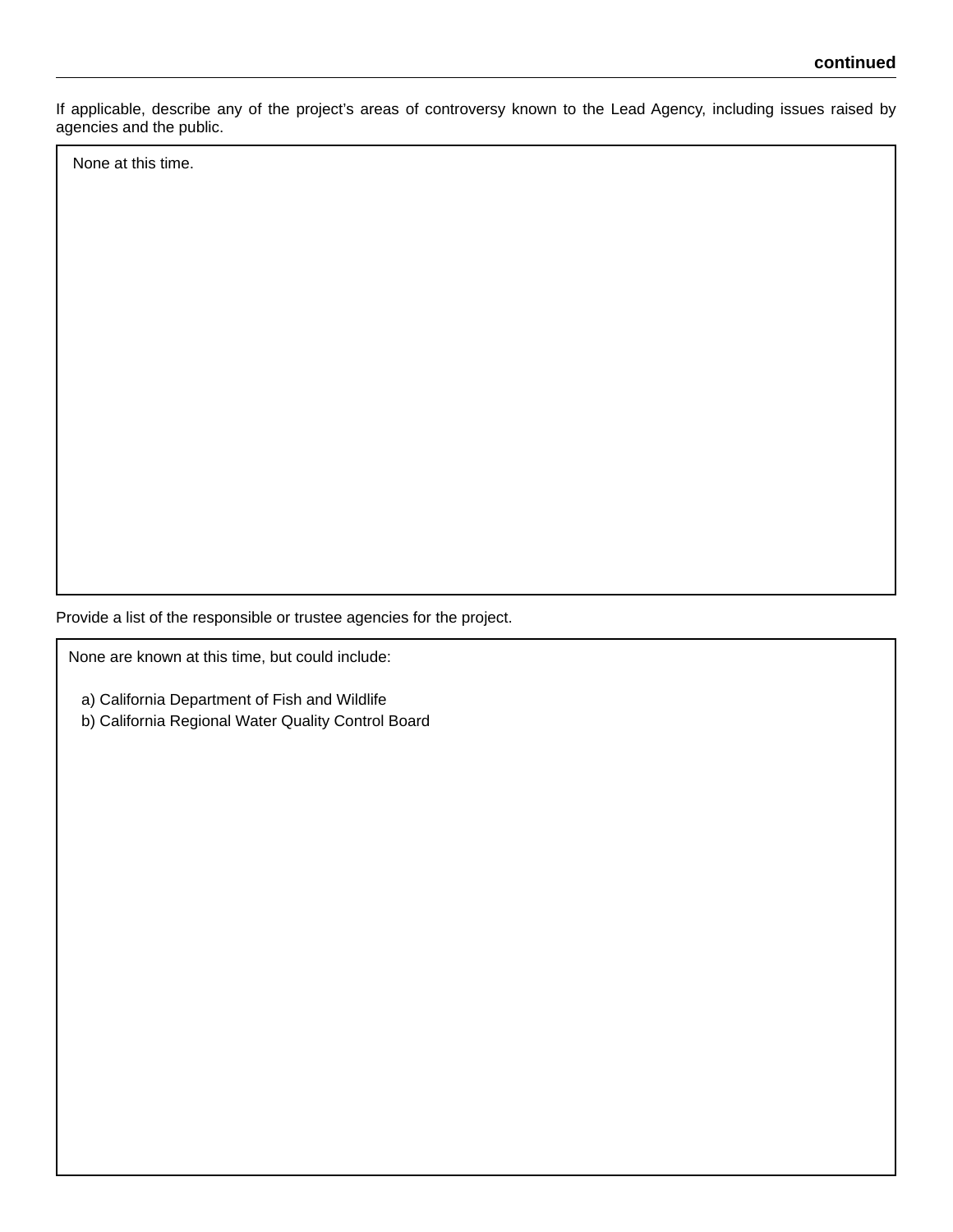**continued**

If applicable, describe any of the project's areas of controversy known to the Lead Agency, including issues raised by agencies and the public.

None at this time.

Provide a list of the responsible or trustee agencies for the project.

None are known at this time, but could include:

a) California Department of Fish and Wildlife
b) California Regional Water Quality Control Board